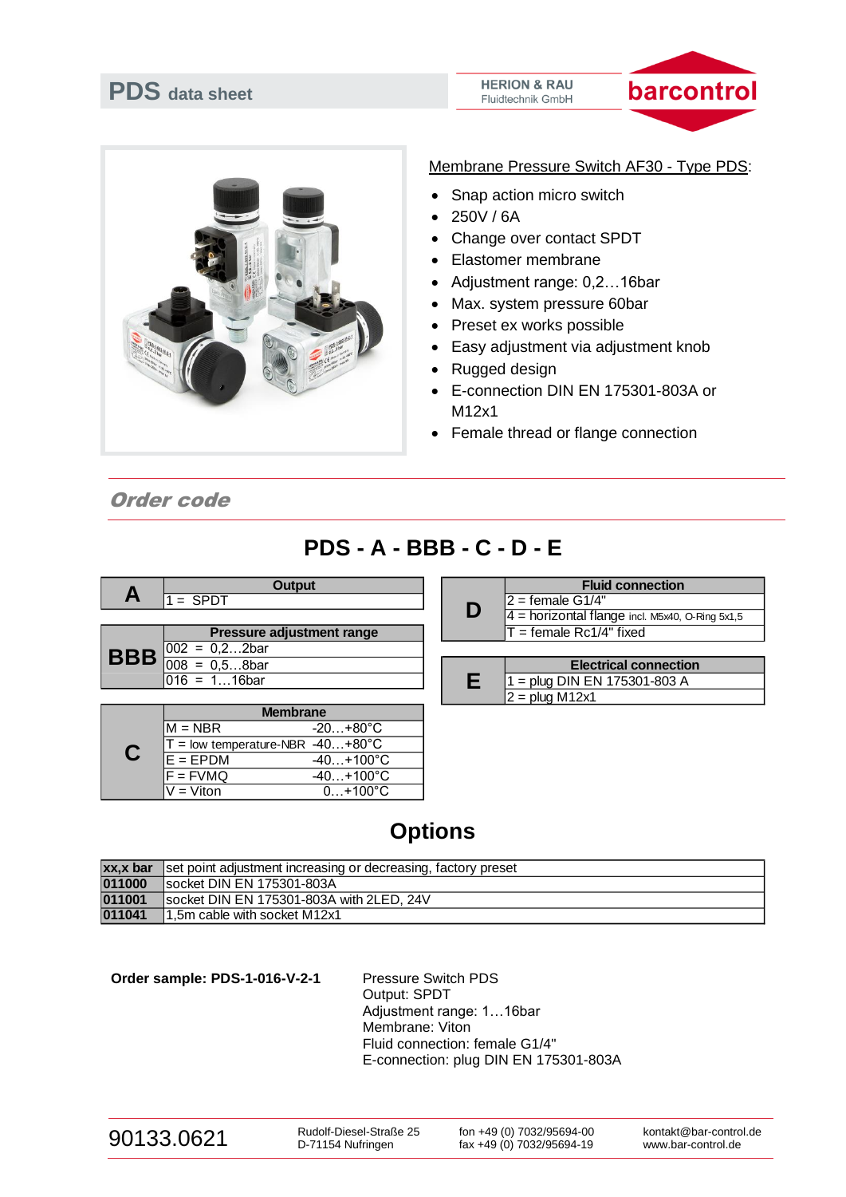# PDS data sheet

HERION & RAU
Fluidtechnik GmbH

barcontrol

Membrane Pressure Switch AF30 - Type PDS:

- Snap action micro switch
- 250V / 6A
- Change over contact SPDT
- Elastomer membrane
- Adjustment range: 0,2…16bar
- Max. system pressure 60bar
- Preset ex works possible
- Easy adjustment via adjustment knob
- Rugged design
- E-connection DIN EN 175301-803A or M12x1
- Female thread or flange connection

## *Order code*

# PDS - A - BBB - C - D - E

| A | Output |
|---|---|
| | 1 = SPDT |

| BBB | Pressure adjustment range |
|---|---|
| | 002 = 0,2…2bar |
| | 008 = 0,5…8bar |
| | 016 = 1…16bar |

| C | Membrane | |
|---|---|---|
| | M = NBR | -20…+80°C |
| | T = low temperature-NBR | -40…+80°C |
| | E = EPDM | -40…+100°C |
| | F = FVMQ | -40…+100°C |
| | V = Viton | 0…+100°C |

| D | Fluid connection |
|---|---|
| | 2 = female G1/4" |
| | 4 = horizontal flange incl. M5x40, O-Ring 5x1,5 |
| | T = female Rc1/4" fixed |

| E | Electrical connection |
|---|---|
| | 1 = plug DIN EN 175301-803 A |
| | 2 = plug M12x1 |

# Options

| xx,x bar | set point adjustment increasing or decreasing, factory preset |
|---|---|
| 011000 | socket DIN EN 175301-803A |
| 011001 | socket DIN EN 175301-803A with 2LED, 24V |
| 011041 | 1,5m cable with socket M12x1 |

**Order sample: PDS-1-016-V-2-1**

Pressure Switch PDS
Output: SPDT
Adjustment range: 1…16bar
Membrane: Viton
Fluid connection: female G1/4"
E-connection: plug DIN EN 175301-803A

90133.0621

Rudolf-Diesel-Straße 25
D-71154 Nufringen

fon +49 (0) 7032/95694-00
fax +49 (0) 7032/95694-19

kontakt@bar-control.de
www.bar-control.de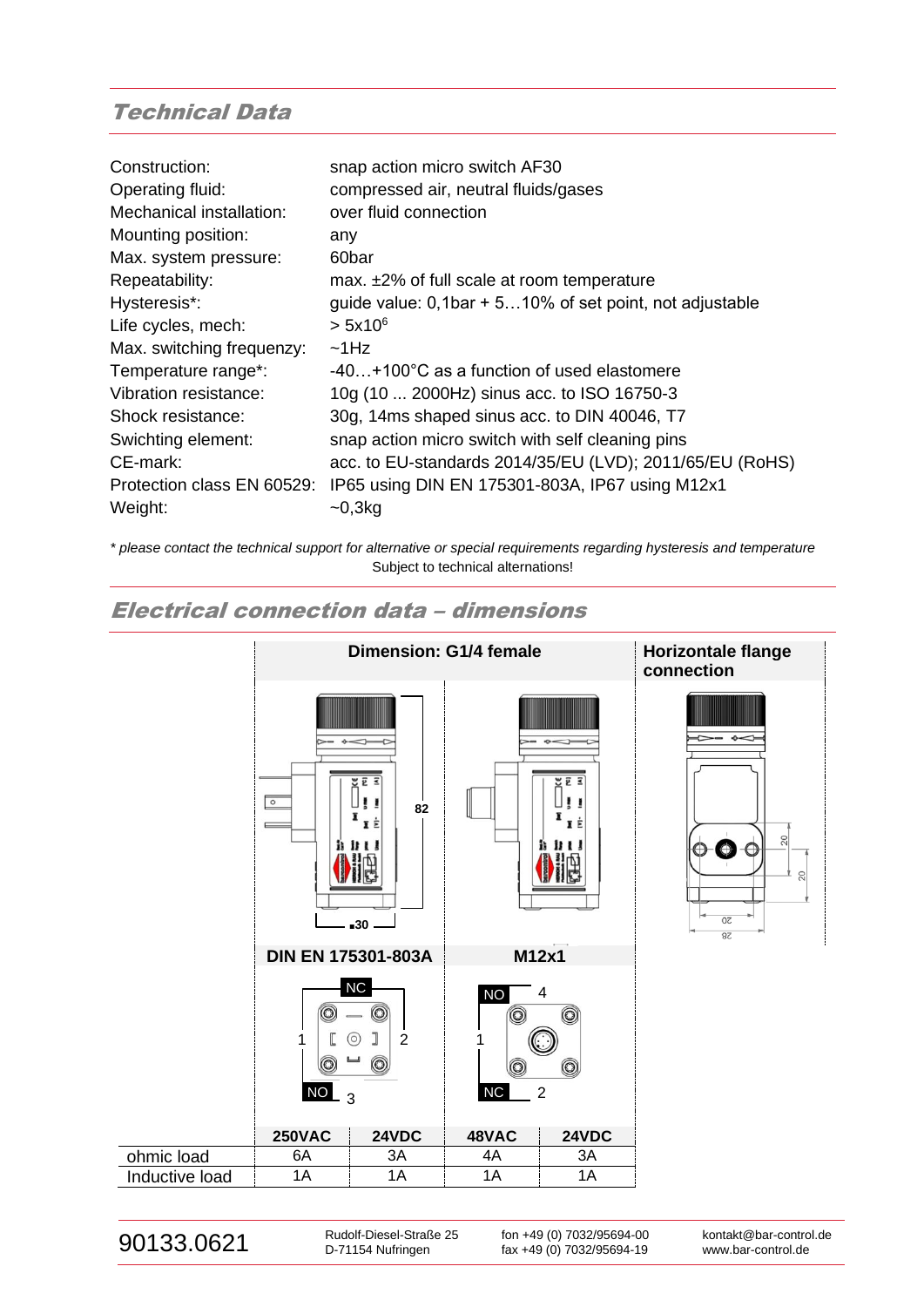## Technical Data

| | |
|---|---|
| Construction: | snap action micro switch AF30 |
| Operating fluid: | compressed air, neutral fluids/gases |
| Mechanical installation: | over fluid connection |
| Mounting position: | any |
| Max. system pressure: | 60bar |
| Repeatability: | max. ±2% of full scale at room temperature |
| Hysteresis*: | guide value: 0,1bar + 5…10% of set point, not adjustable |
| Life cycles, mech: | > $5x10^6$ |
| Max. switching frequenzy: | ~1Hz |
| Temperature range*: | -40…+100°C as a function of used elastomere |
| Vibration resistance: | 10g (10 ... 2000Hz) sinus acc. to ISO 16750-3 |
| Shock resistance: | 30g, 14ms shaped sinus acc. to DIN 40046, T7 |
| Swichting element: | snap action micro switch with self cleaning pins |
| CE-mark: | acc. to EU-standards 2014/35/EU (LVD); 2011/65/EU (RoHS) |
| Protection class EN 60529: | IP65 using DIN EN 175301-803A, IP67 using M12x1 |
| Weight: | ~0,3kg |

*\* please contact the technical support for alternative or special requirements regarding hysteresis and temperature*

Subject to technical alternations!

## Electrical connection data – dimensions

**Dimension: G1/4 female**

**Horizontale flange connection**

82

30

20

20

20

28

**DIN EN 175301-803A**

NC

1 2

NO 3

**M12x1**

NO 4

1

NC 2

| | 250VAC | 24VDC | 48VAC | 24VDC |
|---|---|---|---|---|
| ohmic load | 6A | 3A | 4A | 3A |
| Inductive load | 1A | 1A | 1A | 1A |

90133.0621

Rudolf-Diesel-Straße 25
D-71154 Nufringen

fon +49 (0) 7032/95694-00
fax +49 (0) 7032/95694-19

kontakt@bar-control.de
www.bar-control.de